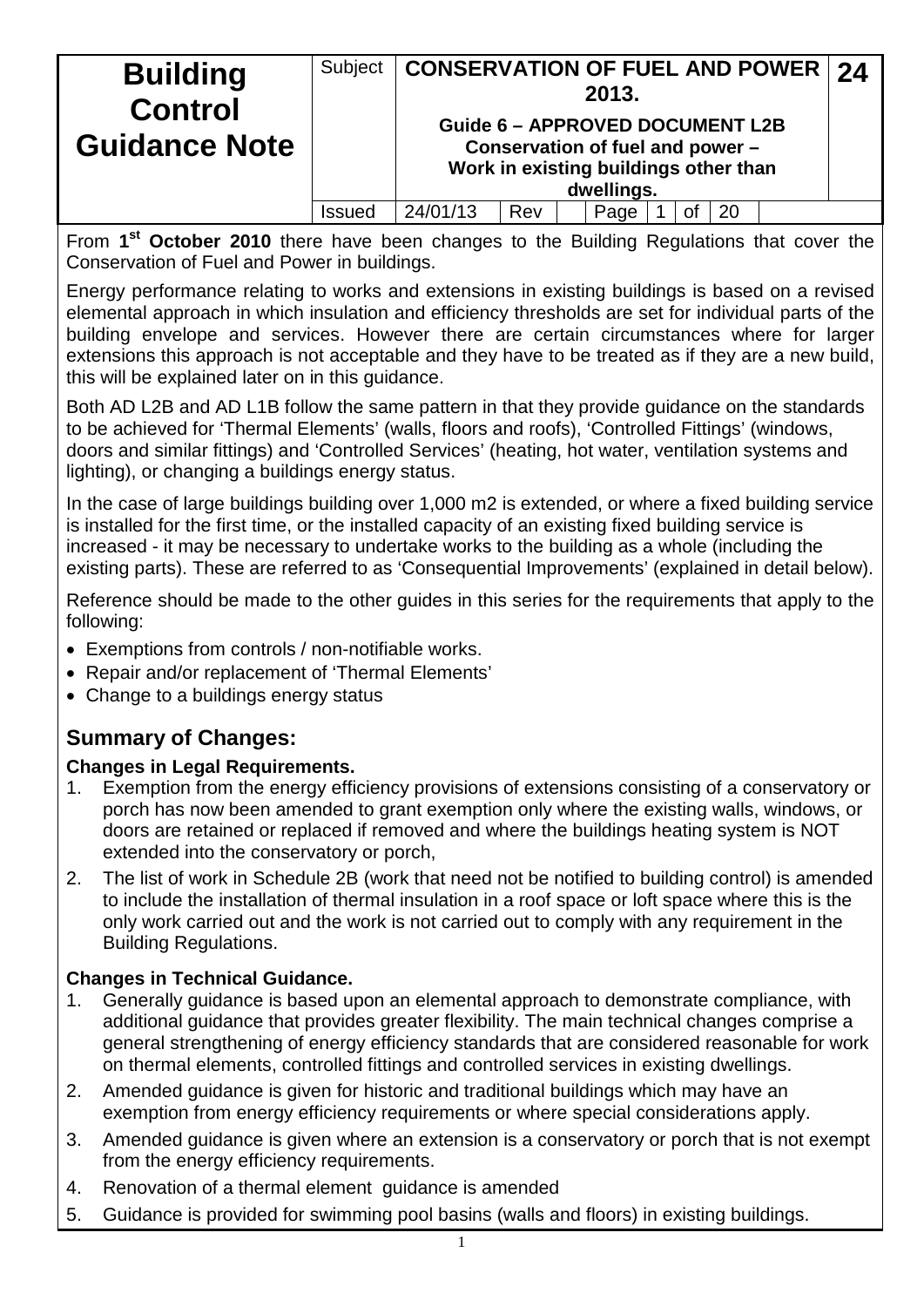| Building Control Guidance Note | Subject | CONSERVATION OF FUEL AND POWER 2013.<br>**Guide 6 – APPROVED DOCUMENT L2B Conservation of fuel and power – Work in existing buildings other than dwellings.** | | | | | | 24 |
|---|---|---|---|---|---|---|---|---|
| | Issued | 24/01/13 | Rev | | Page | 1 | of | 20 |

From **1st October 2010** there have been changes to the Building Regulations that cover the Conservation of Fuel and Power in buildings.

Energy performance relating to works and extensions in existing buildings is based on a revised elemental approach in which insulation and efficiency thresholds are set for individual parts of the building envelope and services. However there are certain circumstances where for larger extensions this approach is not acceptable and they have to be treated as if they are a new build, this will be explained later on in this guidance.

Both AD L2B and AD L1B follow the same pattern in that they provide guidance on the standards to be achieved for 'Thermal Elements' (walls, floors and roofs), 'Controlled Fittings' (windows, doors and similar fittings) and 'Controlled Services' (heating, hot water, ventilation systems and lighting), or changing a buildings energy status.

In the case of large buildings building over 1,000 m2 is extended, or where a fixed building service is installed for the first time, or the installed capacity of an existing fixed building service is increased - it may be necessary to undertake works to the building as a whole (including the existing parts). These are referred to as 'Consequential Improvements' (explained in detail below).

Reference should be made to the other guides in this series for the requirements that apply to the following:

- Exemptions from controls / non-notifiable works.
- Repair and/or replacement of 'Thermal Elements'
- Change to a buildings energy status

## Summary of Changes:

### Changes in Legal Requirements.

1. Exemption from the energy efficiency provisions of extensions consisting of a conservatory or porch has now been amended to grant exemption only where the existing walls, windows, or doors are retained or replaced if removed and where the buildings heating system is NOT extended into the conservatory or porch,
2. The list of work in Schedule 2B (work that need not be notified to building control) is amended to include the installation of thermal insulation in a roof space or loft space where this is the only work carried out and the work is not carried out to comply with any requirement in the Building Regulations.

### Changes in Technical Guidance.

1. Generally guidance is based upon an elemental approach to demonstrate compliance, with additional guidance that provides greater flexibility. The main technical changes comprise a general strengthening of energy efficiency standards that are considered reasonable for work on thermal elements, controlled fittings and controlled services in existing dwellings.
2. Amended guidance is given for historic and traditional buildings which may have an exemption from energy efficiency requirements or where special considerations apply.
3. Amended guidance is given where an extension is a conservatory or porch that is not exempt from the energy efficiency requirements.
4. Renovation of a thermal element guidance is amended
5. Guidance is provided for swimming pool basins (walls and floors) in existing buildings.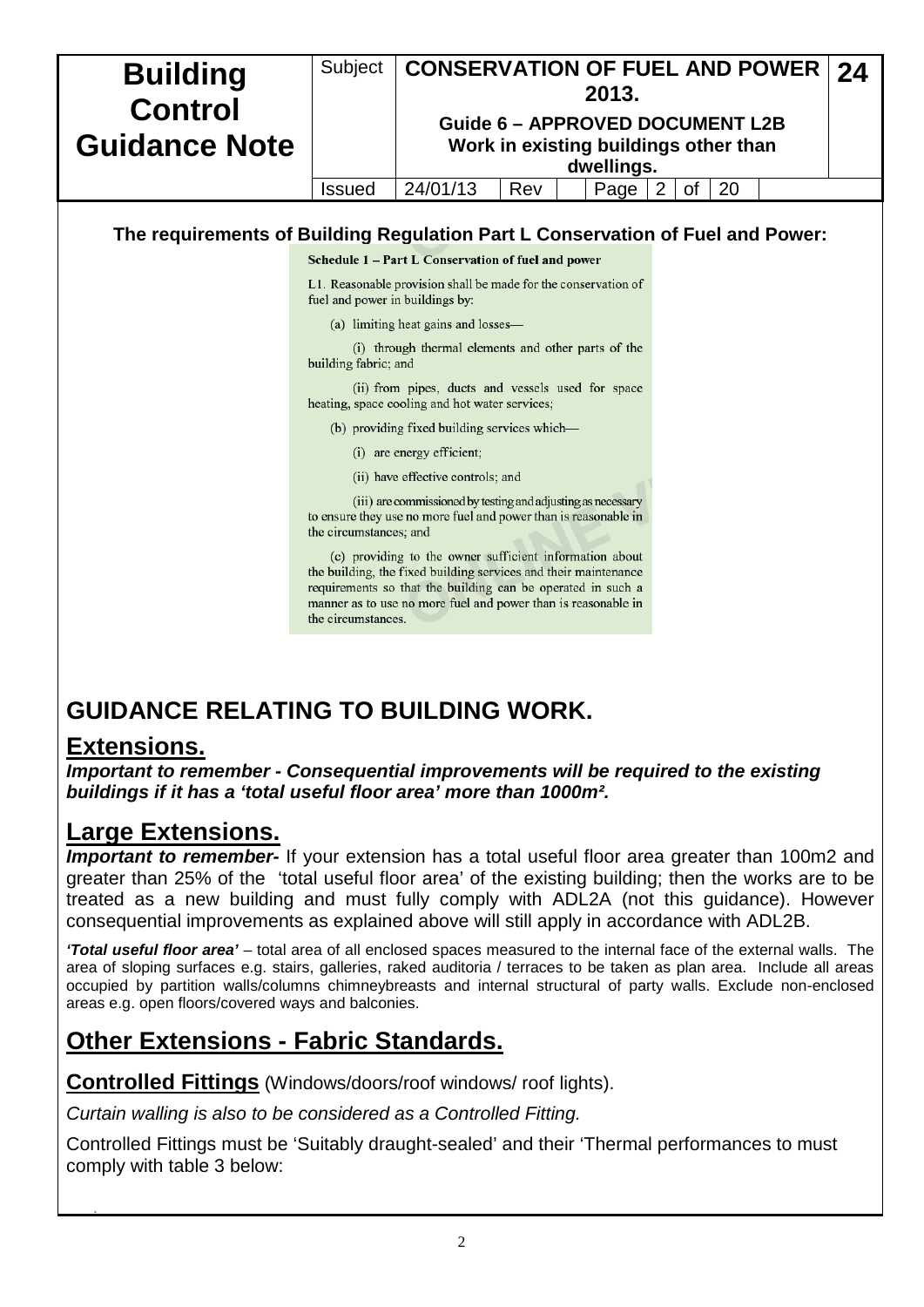**The requirements of Building Regulation Part L Conservation of Fuel and Power:**

**Schedule 1 – Part L Conservation of fuel and power**

L1. Reasonable provision shall be made for the conservation of fuel and power in buildings by:

(a) limiting heat gains and losses—

(i) through thermal elements and other parts of the building fabric; and

(ii) from pipes, ducts and vessels used for space heating, space cooling and hot water services;

(b) providing fixed building services which—

(i) are energy efficient;

(ii) have effective controls; and

(iii) are commissioned by testing and adjusting as necessary to ensure they use no more fuel and power than is reasonable in the circumstances; and

(c) providing to the owner sufficient information about the building, the fixed building services and their maintenance requirements so that the building can be operated in such a manner as to use no more fuel and power than is reasonable in the circumstances.

# GUIDANCE RELATING TO BUILDING WORK.

## Extensions.

***Important to remember - Consequential improvements will be required to the existing buildings if it has a 'total useful floor area' more than 1000m².***

## Large Extensions.

***Important to remember-*** If your extension has a total useful floor area greater than 100m2 and greater than 25% of the 'total useful floor area' of the existing building; then the works are to be treated as a new building and must fully comply with ADL2A (not this guidance). However consequential improvements as explained above will still apply in accordance with ADL2B.

***'Total useful floor area'*** – total area of all enclosed spaces measured to the internal face of the external walls. The area of sloping surfaces e.g. stairs, galleries, raked auditoria / terraces to be taken as plan area. Include all areas occupied by partition walls/columns chimneybreasts and internal structural of party walls. Exclude non-enclosed areas e.g. open floors/covered ways and balconies.

## Other Extensions - Fabric Standards.

### Controlled Fittings (Windows/doors/roof windows/ roof lights).

*Curtain walling is also to be considered as a Controlled Fitting.*

Controlled Fittings must be 'Suitably draught-sealed' and their 'Thermal performances to must comply with table 3 below: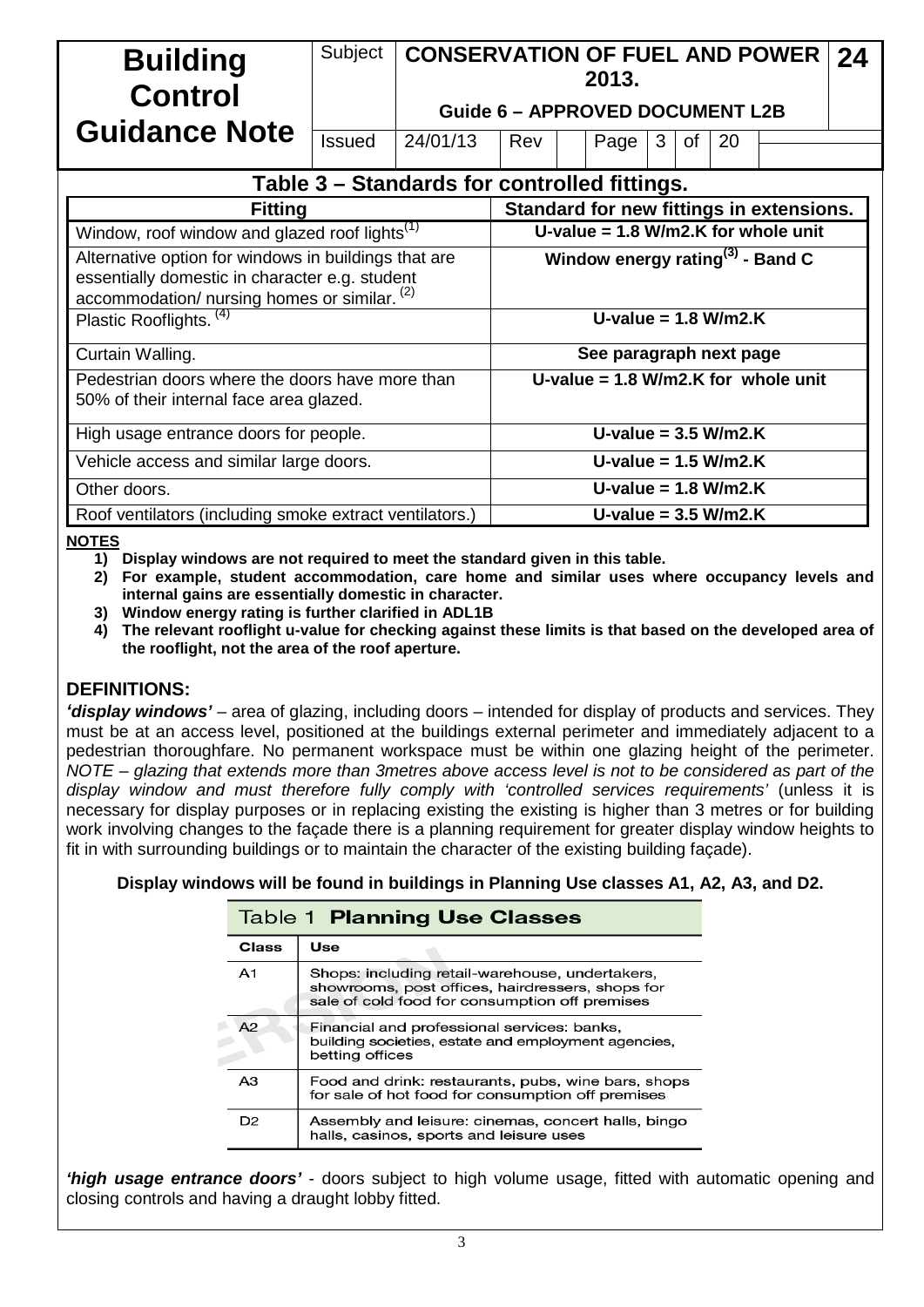## Table 3 – Standards for controlled fittings.

| Fitting | Standard for new fittings in extensions. |
|---|---|
| Window, roof window and glazed roof lights[1] | **U-value = 1.8 W/m2.K for whole unit** |
| Alternative option for windows in buildings that are essentially domestic in character e.g. student accommodation/ nursing homes or similar. [2] | **Window energy rating[3] - Band C** |
| Plastic Rooflights. [4] | **U-value = 1.8 W/m2.K** |
| Curtain Walling. | **See paragraph next page** |
| Pedestrian doors where the doors have more than 50% of their internal face area glazed. | **U-value = 1.8 W/m2.K for whole unit** |
| High usage entrance doors for people. | **U-value = 3.5 W/m2.K** |
| Vehicle access and similar large doors. | **U-value = 1.5 W/m2.K** |
| Other doors. | **U-value = 1.8 W/m2.K** |
| Roof ventilators (including smoke extract ventilators.) | **U-value = 3.5 W/m2.K** |

**NOTES**

1) **Display windows are not required to meet the standard given in this table.**
2) **For example, student accommodation, care home and similar uses where occupancy levels and internal gains are essentially domestic in character.**
3) **Window energy rating is further clarified in ADL1B**
4) **The relevant rooflight u-value for checking against these limits is that based on the developed area of the rooflight, not the area of the roof aperture.**

### DEFINITIONS:

***'display windows'*** – area of glazing, including doors – intended for display of products and services. They must be at an access level, positioned at the buildings external perimeter and immediately adjacent to a pedestrian thoroughfare. No permanent workspace must be within one glazing height of the perimeter. *NOTE – glazing that extends more than 3metres above access level is not to be considered as part of the display window and must therefore fully comply with 'controlled services requirements'* (unless it is necessary for display purposes or in replacing existing the existing is higher than 3 metres or for building work involving changes to the façade there is a planning requirement for greater display window heights to fit in with surrounding buildings or to maintain the character of the existing building façade).

**Display windows will be found in buildings in Planning Use classes A1, A2, A3, and D2.**

Table 1 **Planning Use Classes**

| Class | Use |
|---|---|
| A1 | Shops: including retail-warehouse, undertakers, showrooms, post offices, hairdressers, shops for sale of cold food for consumption off premises |
| A2 | Financial and professional services: banks, building societies, estate and employment agencies, betting offices |
| A3 | Food and drink: restaurants, pubs, wine bars, shops for sale of hot food for consumption off premises |
| D2 | Assembly and leisure: cinemas, concert halls, bingo halls, casinos, sports and leisure uses |

***'high usage entrance doors'*** - doors subject to high volume usage, fitted with automatic opening and closing controls and having a draught lobby fitted.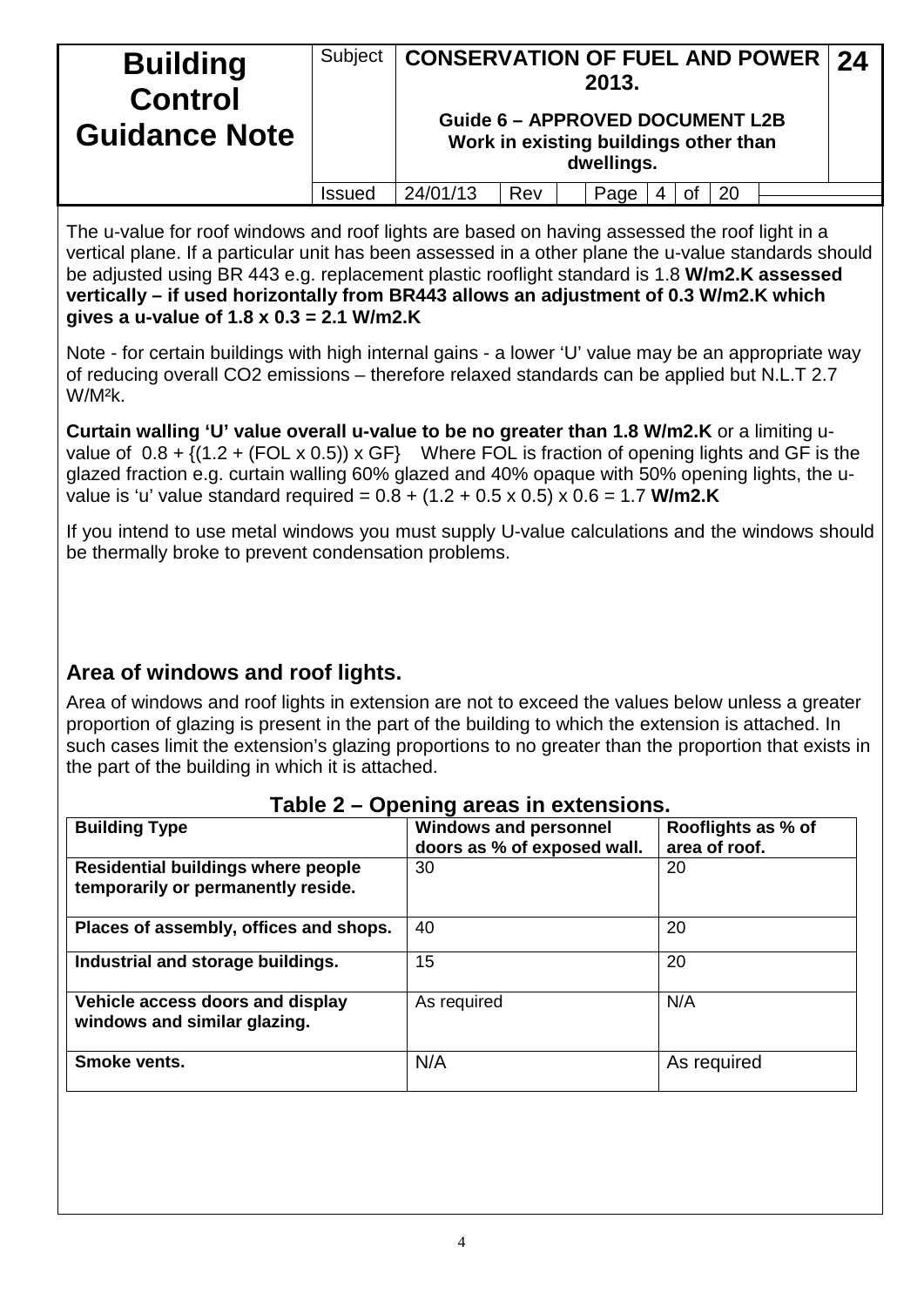The u-value for roof windows and roof lights are based on having assessed the roof light in a vertical plane. If a particular unit has been assessed in a other plane the u-value standards should be adjusted using BR 443 e.g. replacement plastic rooflight standard is 1.8 **W/m2.K assessed vertically – if used horizontally from BR443 allows an adjustment of 0.3 W/m2.K which gives a u-value of 1.8 x 0.3 = 2.1 W/m2.K**

Note - for certain buildings with high internal gains - a lower 'U' value may be an appropriate way of reducing overall $CO_2$ emissions – therefore relaxed standards can be applied but N.L.T 2.7 W/M²k.

**Curtain walling 'U' value overall u-value to be no greater than 1.8 W/m2.K** or a limiting u-value of 0.8 + {(1.2 + (FOL x 0.5)) x GF} Where FOL is fraction of opening lights and GF is the glazed fraction e.g. curtain walling 60% glazed and 40% opaque with 50% opening lights, the u-value is 'u' value standard required = 0.8 + (1.2 + 0.5 x 0.5) x 0.6 = 1.7 **W/m2.K**

If you intend to use metal windows you must supply U-value calculations and the windows should be thermally broke to prevent condensation problems.

## Area of windows and roof lights.

Area of windows and roof lights in extension are not to exceed the values below unless a greater proportion of glazing is present in the part of the building to which the extension is attached. In such cases limit the extension's glazing proportions to no greater than the proportion that exists in the part of the building in which it is attached.

### Table 2 – Opening areas in extensions.

| Building Type | Windows and personnel doors as % of exposed wall. | Rooflights as % of area of roof. |
|---|---|---|
| **Residential buildings where people temporarily or permanently reside.** | 30 | 20 |
| **Places of assembly, offices and shops.** | 40 | 20 |
| **Industrial and storage buildings.** | 15 | 20 |
| **Vehicle access doors and display windows and similar glazing.** | As required | N/A |
| **Smoke vents.** | N/A | As required |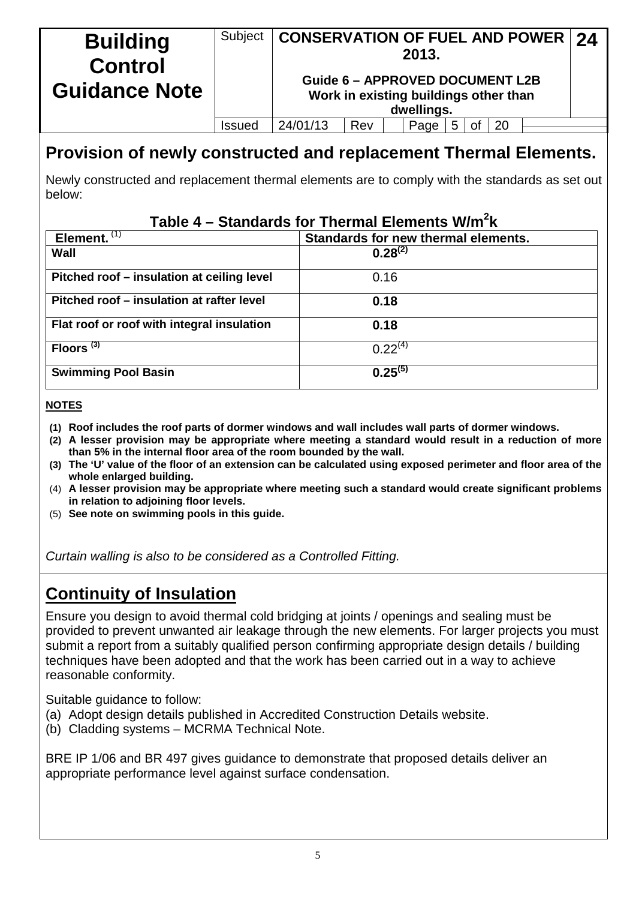## Provision of newly constructed and replacement Thermal Elements.

Newly constructed and replacement thermal elements are to comply with the standards as set out below:

### Table 4 – Standards for Thermal Elements W/m²k

| Element. [1] | Standards for new thermal elements. |
|---|---|
| **Wall** | **0.28** [2] |
| **Pitched roof – insulation at ceiling level** | 0.16 |
| **Pitched roof – insulation at rafter level** | **0.18** |
| **Flat roof or roof with integral insulation** | **0.18** |
| **Floors** [3] | 0.22 [4] |
| **Swimming Pool Basin** | **0.25** [5] |

**NOTES**

1. **Roof includes the roof parts of dormer windows and wall includes wall parts of dormer windows.**
2. **A lesser provision may be appropriate where meeting a standard would result in a reduction of more than 5% in the internal floor area of the room bounded by the wall.**
3. **The 'U' value of the floor of an extension can be calculated using exposed perimeter and floor area of the whole enlarged building.**
4. **A lesser provision may be appropriate where meeting such a standard would create significant problems in relation to adjoining floor levels.**
5. **See note on swimming pools in this guide.**

*Curtain walling is also to be considered as a Controlled Fitting.*

## Continuity of Insulation

Ensure you design to avoid thermal cold bridging at joints / openings and sealing must be provided to prevent unwanted air leakage through the new elements. For larger projects you must submit a report from a suitably qualified person confirming appropriate design details / building techniques have been adopted and that the work has been carried out in a way to achieve reasonable conformity.

Suitable guidance to follow:

(a) Adopt design details published in Accredited Construction Details website.
(b) Cladding systems – MCRMA Technical Note.

BRE IP 1/06 and BR 497 gives guidance to demonstrate that proposed details deliver an appropriate performance level against surface condensation.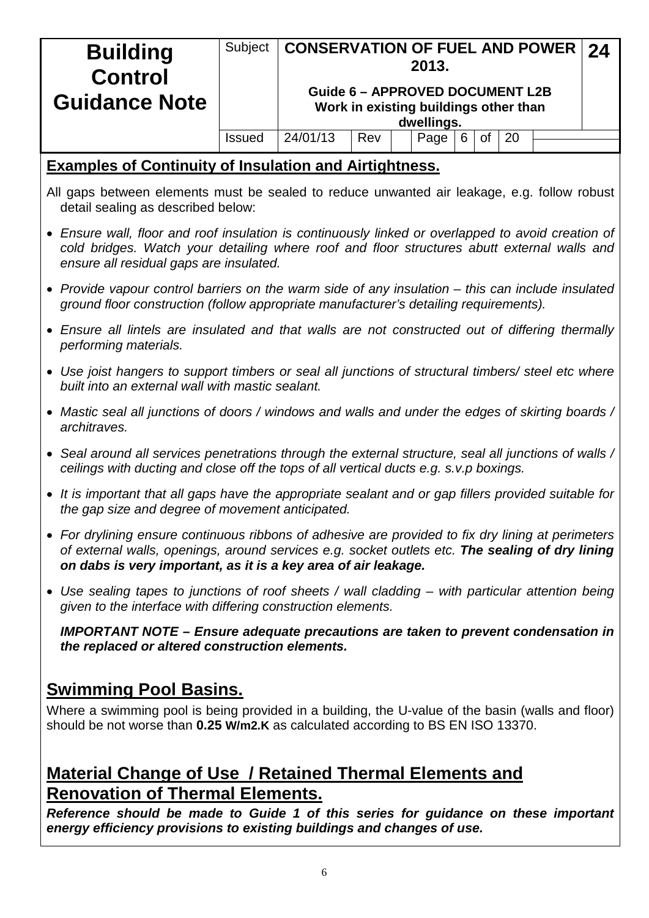## Examples of Continuity of Insulation and Airtightness.

All gaps between elements must be sealed to reduce unwanted air leakage, e.g. follow robust detail sealing as described below:

- *Ensure wall, floor and roof insulation is continuously linked or overlapped to avoid creation of cold bridges. Watch your detailing where roof and floor structures abutt external walls and ensure all residual gaps are insulated.*
- *Provide vapour control barriers on the warm side of any insulation – this can include insulated ground floor construction (follow appropriate manufacturer's detailing requirements).*
- *Ensure all lintels are insulated and that walls are not constructed out of differing thermally performing materials.*
- *Use joist hangers to support timbers or seal all junctions of structural timbers/ steel etc where built into an external wall with mastic sealant.*
- *Mastic seal all junctions of doors / windows and walls and under the edges of skirting boards / architraves.*
- *Seal around all services penetrations through the external structure, seal all junctions of walls / ceilings with ducting and close off the tops of all vertical ducts e.g. s.v.p boxings.*
- *It is important that all gaps have the appropriate sealant and or gap fillers provided suitable for the gap size and degree of movement anticipated.*
- *For drylining ensure continuous ribbons of adhesive are provided to fix dry lining at perimeters of external walls, openings, around services e.g. socket outlets etc.* ***The sealing of dry lining on dabs is very important, as it is a key area of air leakage.***
- *Use sealing tapes to junctions of roof sheets / wall cladding – with particular attention being given to the interface with differing construction elements.*

***IMPORTANT NOTE – Ensure adequate precautions are taken to prevent condensation in the replaced or altered construction elements.***

## Swimming Pool Basins.

Where a swimming pool is being provided in a building, the U-value of the basin (walls and floor) should be not worse than **0.25 W/m2.K** as calculated according to BS EN ISO 13370.

## Material Change of Use / Retained Thermal Elements and Renovation of Thermal Elements.

***Reference should be made to Guide 1 of this series for guidance on these important energy efficiency provisions to existing buildings and changes of use.***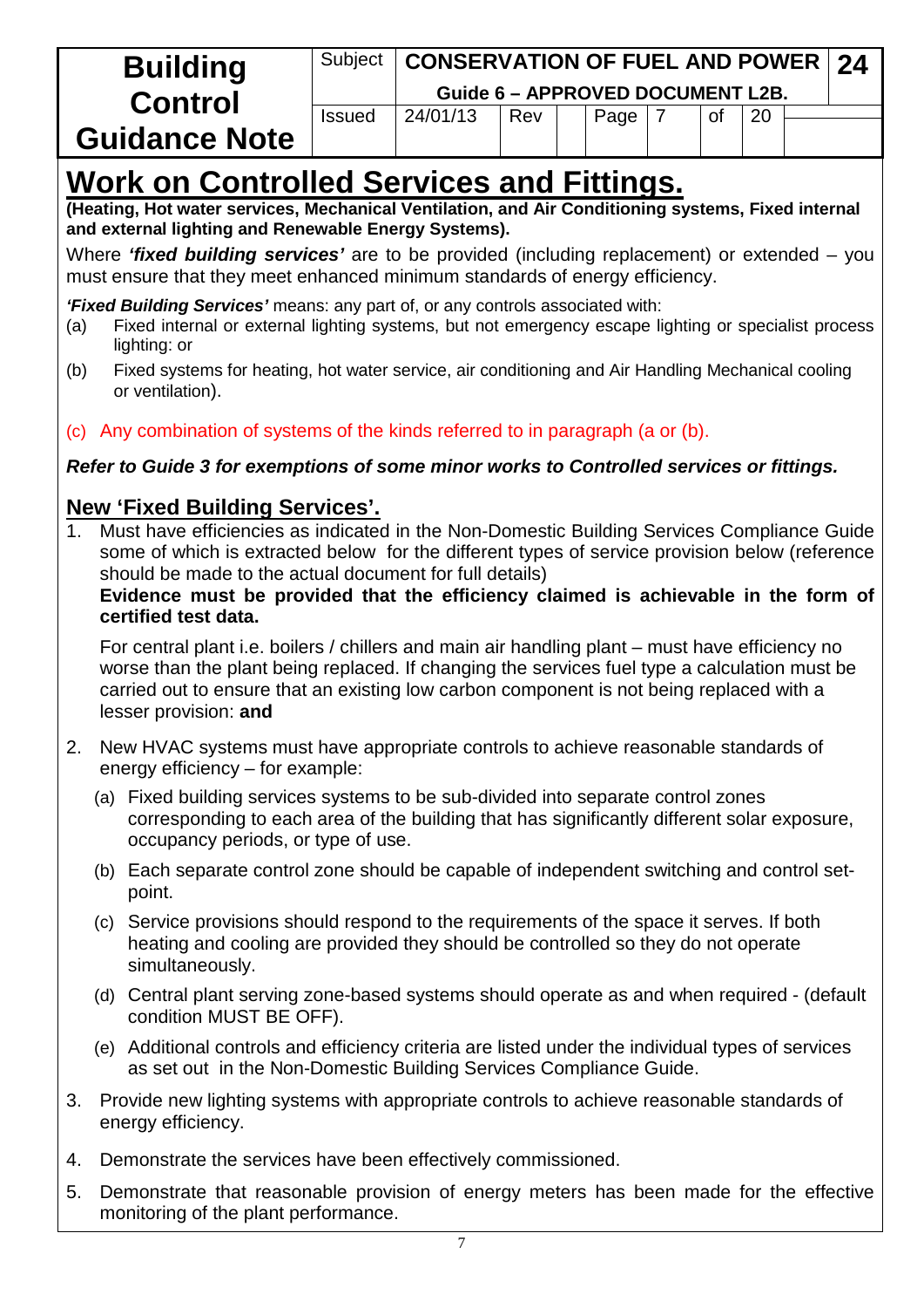# Work on Controlled Services and Fittings.

**(Heating, Hot water services, Mechanical Ventilation, and Air Conditioning systems, Fixed internal and external lighting and Renewable Energy Systems).**

Where ***'fixed building services'*** are to be provided (including replacement) or extended – you must ensure that they meet enhanced minimum standards of energy efficiency.

***'Fixed Building Services'*** means: any part of, or any controls associated with:

(a) Fixed internal or external lighting systems, but not emergency escape lighting or specialist process lighting: or

(b) Fixed systems for heating, hot water service, air conditioning and Air Handling Mechanical cooling or ventilation).

(c) Any combination of systems of the kinds referred to in paragraph (a or (b).

***Refer to Guide 3 for exemptions of some minor works to Controlled services or fittings.***

## New 'Fixed Building Services'.

1. Must have efficiencies as indicated in the Non-Domestic Building Services Compliance Guide some of which is extracted below for the different types of service provision below (reference should be made to the actual document for full details)
   **Evidence must be provided that the efficiency claimed is achievable in the form of certified test data.**

   For central plant i.e. boilers / chillers and main air handling plant – must have efficiency no worse than the plant being replaced. If changing the services fuel type a calculation must be carried out to ensure that an existing low carbon component is not being replaced with a lesser provision: **and**

2. New HVAC systems must have appropriate controls to achieve reasonable standards of energy efficiency – for example:
   (a) Fixed building services systems to be sub-divided into separate control zones corresponding to each area of the building that has significantly different solar exposure, occupancy periods, or type of use.
   (b) Each separate control zone should be capable of independent switching and control set-point.
   (c) Service provisions should respond to the requirements of the space it serves. If both heating and cooling are provided they should be controlled so they do not operate simultaneously.
   (d) Central plant serving zone-based systems should operate as and when required - (default condition MUST BE OFF).
   (e) Additional controls and efficiency criteria are listed under the individual types of services as set out in the Non-Domestic Building Services Compliance Guide.

3. Provide new lighting systems with appropriate controls to achieve reasonable standards of energy efficiency.

4. Demonstrate the services have been effectively commissioned.

5. Demonstrate that reasonable provision of energy meters has been made for the effective monitoring of the plant performance.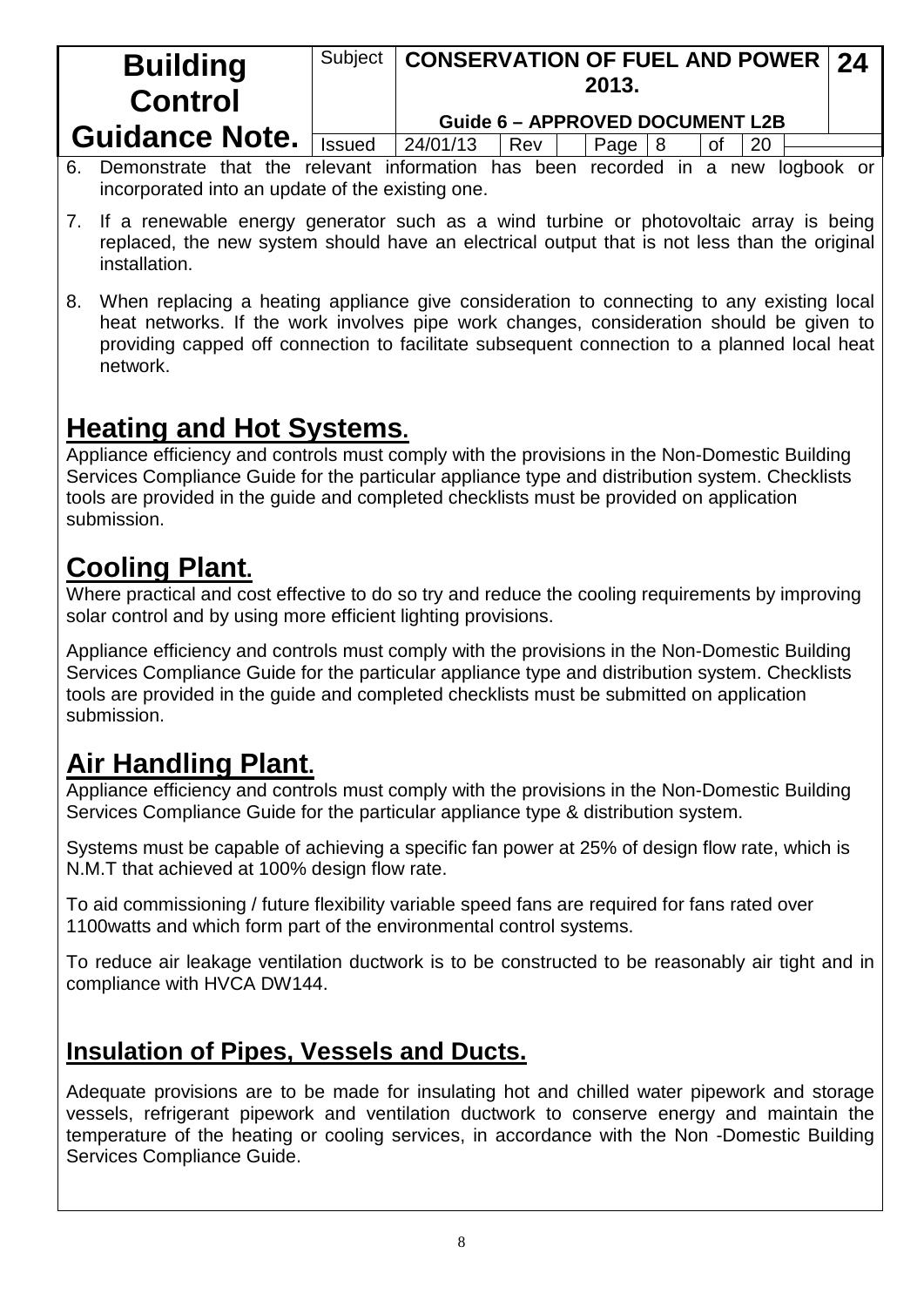6. Demonstrate that the relevant information has been recorded in a new logbook or incorporated into an update of the existing one.

7. If a renewable energy generator such as a wind turbine or photovoltaic array is being replaced, the new system should have an electrical output that is not less than the original installation.

8. When replacing a heating appliance give consideration to connecting to any existing local heat networks. If the work involves pipe work changes, consideration should be given to providing capped off connection to facilitate subsequent connection to a planned local heat network.

## Heating and Hot Systems.

Appliance efficiency and controls must comply with the provisions in the Non-Domestic Building Services Compliance Guide for the particular appliance type and distribution system. Checklists tools are provided in the guide and completed checklists must be provided on application submission.

## Cooling Plant.

Where practical and cost effective to do so try and reduce the cooling requirements by improving solar control and by using more efficient lighting provisions.

Appliance efficiency and controls must comply with the provisions in the Non-Domestic Building Services Compliance Guide for the particular appliance type and distribution system. Checklists tools are provided in the guide and completed checklists must be submitted on application submission.

## Air Handling Plant.

Appliance efficiency and controls must comply with the provisions in the Non-Domestic Building Services Compliance Guide for the particular appliance type & distribution system.

Systems must be capable of achieving a specific fan power at 25% of design flow rate, which is N.M.T that achieved at 100% design flow rate.

To aid commissioning / future flexibility variable speed fans are required for fans rated over 1100watts and which form part of the environmental control systems.

To reduce air leakage ventilation ductwork is to be constructed to be reasonably air tight and in compliance with HVCA DW144.

## Insulation of Pipes, Vessels and Ducts.

Adequate provisions are to be made for insulating hot and chilled water pipework and storage vessels, refrigerant pipework and ventilation ductwork to conserve energy and maintain the temperature of the heating or cooling services, in accordance with the Non -Domestic Building Services Compliance Guide.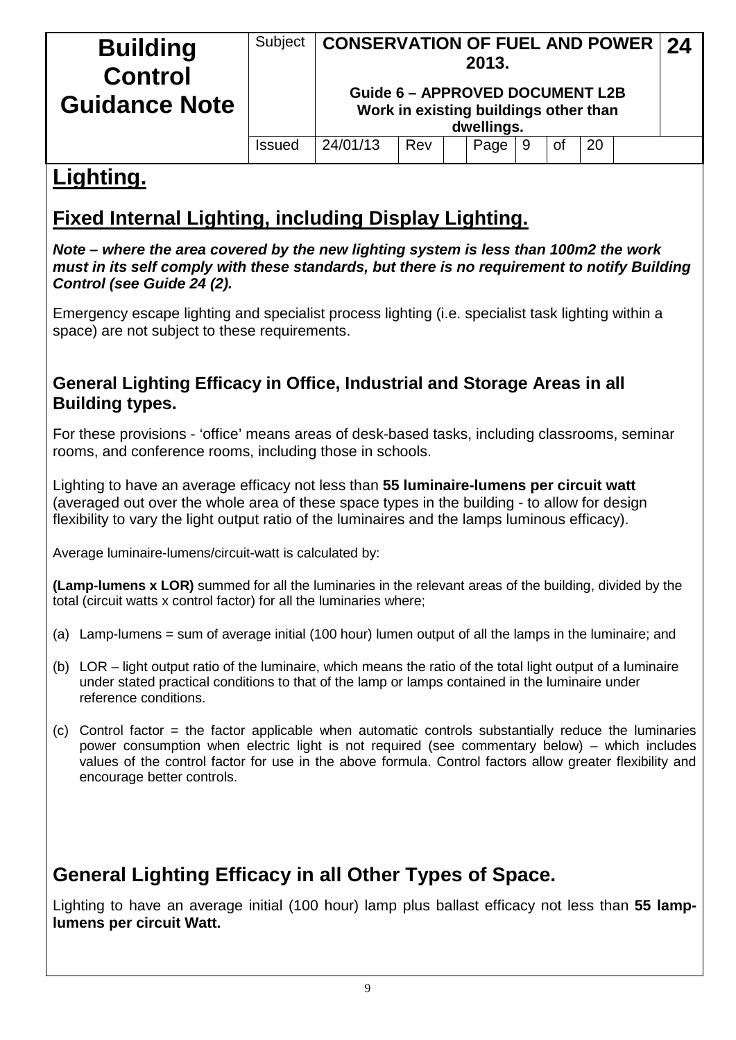# Lighting.

## Fixed Internal Lighting, including Display Lighting.

***Note – where the area covered by the new lighting system is less than 100m2 the work must in its self comply with these standards, but there is no requirement to notify Building Control (see Guide 24 (2).***

Emergency escape lighting and specialist process lighting (i.e. specialist task lighting within a space) are not subject to these requirements.

### General Lighting Efficacy in Office, Industrial and Storage Areas in all Building types.

For these provisions - 'office' means areas of desk-based tasks, including classrooms, seminar rooms, and conference rooms, including those in schools.

Lighting to have an average efficacy not less than **55 luminaire-lumens per circuit watt** (averaged out over the whole area of these space types in the building - to allow for design flexibility to vary the light output ratio of the luminaires and the lamps luminous efficacy).

Average luminaire-lumens/circuit-watt is calculated by:

**(Lamp-lumens x LOR)** summed for all the luminaries in the relevant areas of the building, divided by the total (circuit watts x control factor) for all the luminaries where;

(a) Lamp-lumens = sum of average initial (100 hour) lumen output of all the lamps in the luminaire; and

(b) LOR – light output ratio of the luminaire, which means the ratio of the total light output of a luminaire under stated practical conditions to that of the lamp or lamps contained in the luminaire under reference conditions.

(c) Control factor = the factor applicable when automatic controls substantially reduce the luminaries power consumption when electric light is not required (see commentary below) – which includes values of the control factor for use in the above formula. Control factors allow greater flexibility and encourage better controls.

## General Lighting Efficacy in all Other Types of Space.

Lighting to have an average initial (100 hour) lamp plus ballast efficacy not less than **55 lamp-lumens per circuit Watt.**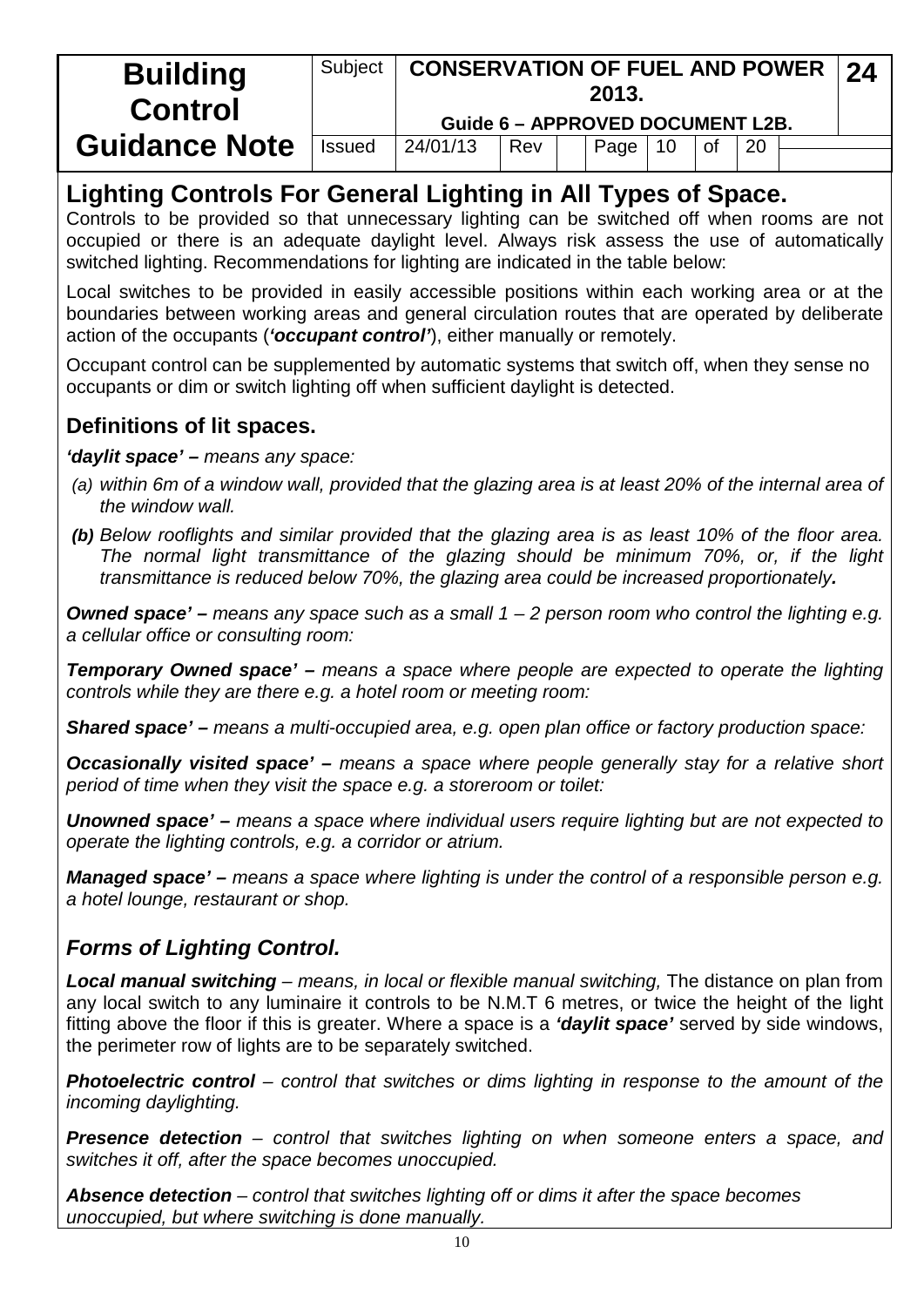## Lighting Controls For General Lighting in All Types of Space.

Controls to be provided so that unnecessary lighting can be switched off when rooms are not occupied or there is an adequate daylight level. Always risk assess the use of automatically switched lighting. Recommendations for lighting are indicated in the table below:

Local switches to be provided in easily accessible positions within each working area or at the boundaries between working areas and general circulation routes that are operated by deliberate action of the occupants (***'occupant control'***), either manually or remotely.

Occupant control can be supplemented by automatic systems that switch off, when they sense no occupants or dim or switch lighting off when sufficient daylight is detected.

### Definitions of lit spaces.

***'daylit space' –*** *means any space:*

*(a) within 6m of a window wall, provided that the glazing area is at least 20% of the internal area of the window wall.*

***(b)*** *Below rooflights and similar provided that the glazing area is as least 10% of the floor area. The normal light transmittance of the glazing should be minimum 70%, or, if the light transmittance is reduced below 70%, the glazing area could be increased proportionately**.***

***Owned space' –*** *means any space such as a small 1 – 2 person room who control the lighting e.g. a cellular office or consulting room:*

***Temporary Owned space' –*** *means a space where people are expected to operate the lighting controls while they are there e.g. a hotel room or meeting room:*

***Shared space' –*** *means a multi-occupied area, e.g. open plan office or factory production space:*

***Occasionally visited space' –*** *means a space where people generally stay for a relative short period of time when they visit the space e.g. a storeroom or toilet:*

***Unowned space' –*** *means a space where individual users require lighting but are not expected to operate the lighting controls, e.g. a corridor or atrium.*

***Managed space' –*** *means a space where lighting is under the control of a responsible person e.g. a hotel lounge, restaurant or shop.*

### *Forms of Lighting Control.*

***Local manual switching*** *– means, in local or flexible manual switching,* The distance on plan from any local switch to any luminaire it controls to be N.M.T 6 metres, or twice the height of the light fitting above the floor if this is greater. Where a space is a ***'daylit space'*** served by side windows, the perimeter row of lights are to be separately switched.

***Photoelectric control*** *– control that switches or dims lighting in response to the amount of the incoming daylighting.*

***Presence detection*** *– control that switches lighting on when someone enters a space, and switches it off, after the space becomes unoccupied.*

***Absence detection*** *– control that switches lighting off or dims it after the space becomes unoccupied, but where switching is done manually.*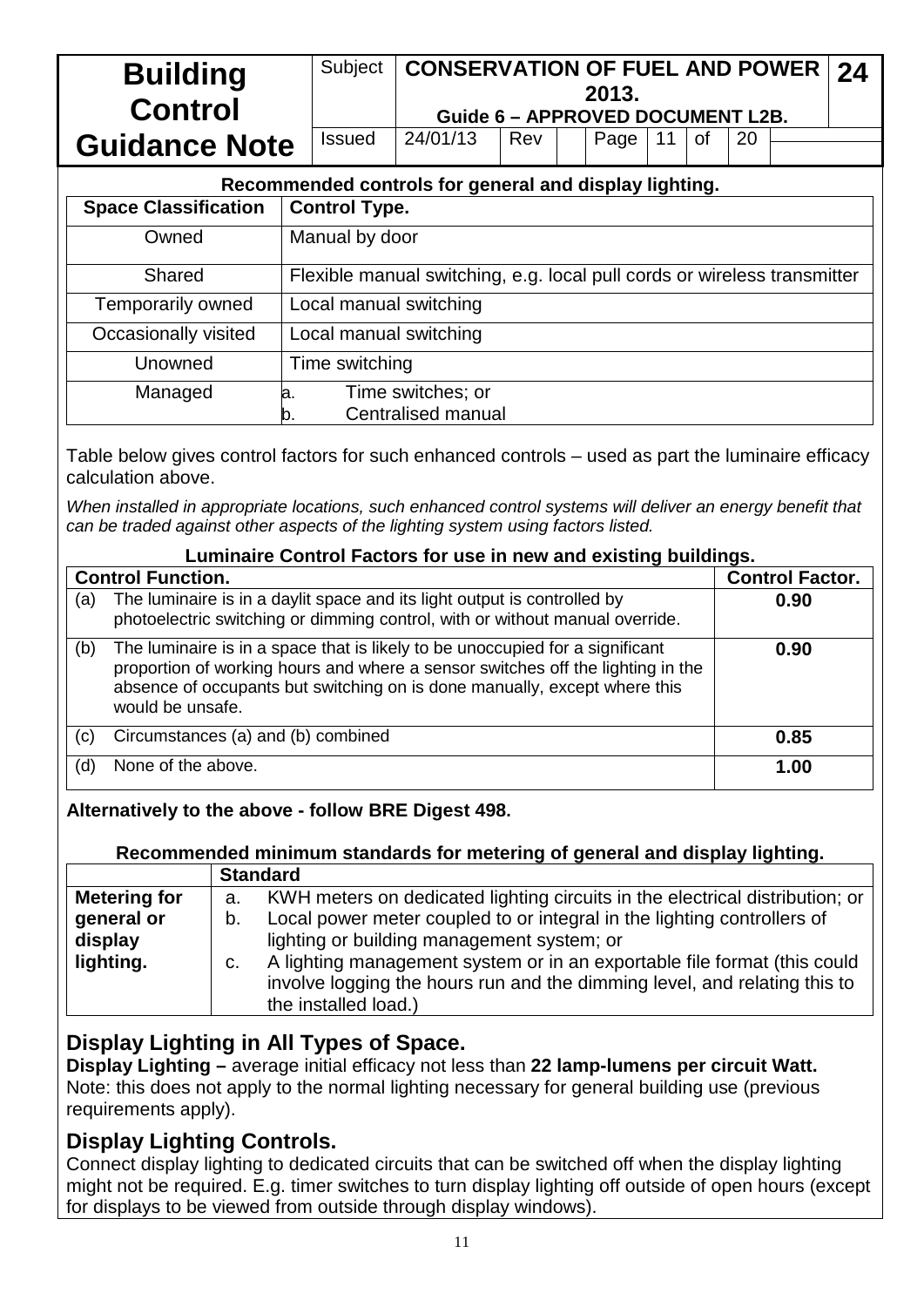**Recommended controls for general and display lighting.**

| Space Classification | Control Type. |
|---|---|
| Owned | Manual by door |
| Shared | Flexible manual switching, e.g. local pull cords or wireless transmitter |
| Temporarily owned | Local manual switching |
| Occasionally visited | Local manual switching |
| Unowned | Time switching |
| Managed | a. Time switches; or<br>b. Centralised manual |

Table below gives control factors for such enhanced controls – used as part the luminaire efficacy calculation above.

*When installed in appropriate locations, such enhanced control systems will deliver an energy benefit that can be traded against other aspects of the lighting system using factors listed.*

**Luminaire Control Factors for use in new and existing buildings.**

| Control Function. | Control Factor. |
|---|---|
| (a) The luminaire is in a daylit space and its light output is controlled by photoelectric switching or dimming control, with or without manual override. | **0.90** |
| (b) The luminaire is in a space that is likely to be unoccupied for a significant proportion of working hours and where a sensor switches off the lighting in the absence of occupants but switching on is done manually, except where this would be unsafe. | **0.90** |
| (c) Circumstances (a) and (b) combined | **0.85** |
| (d) None of the above. | **1.00** |

**Alternatively to the above - follow BRE Digest 498.**

**Recommended minimum standards for metering of general and display lighting.**

| | Standard |
|---|---|
| **Metering for general or display lighting.** | a. KWH meters on dedicated lighting circuits in the electrical distribution; or<br>b. Local power meter coupled to or integral in the lighting controllers of lighting or building management system; or<br>c. A lighting management system or in an exportable file format (this could involve logging the hours run and the dimming level, and relating this to the installed load.) |

## Display Lighting in All Types of Space.

**Display Lighting –** average initial efficacy not less than **22 lamp-lumens per circuit Watt.**
Note: this does not apply to the normal lighting necessary for general building use (previous requirements apply).

## Display Lighting Controls.

Connect display lighting to dedicated circuits that can be switched off when the display lighting might not be required. E.g. timer switches to turn display lighting off outside of open hours (except for displays to be viewed from outside through display windows).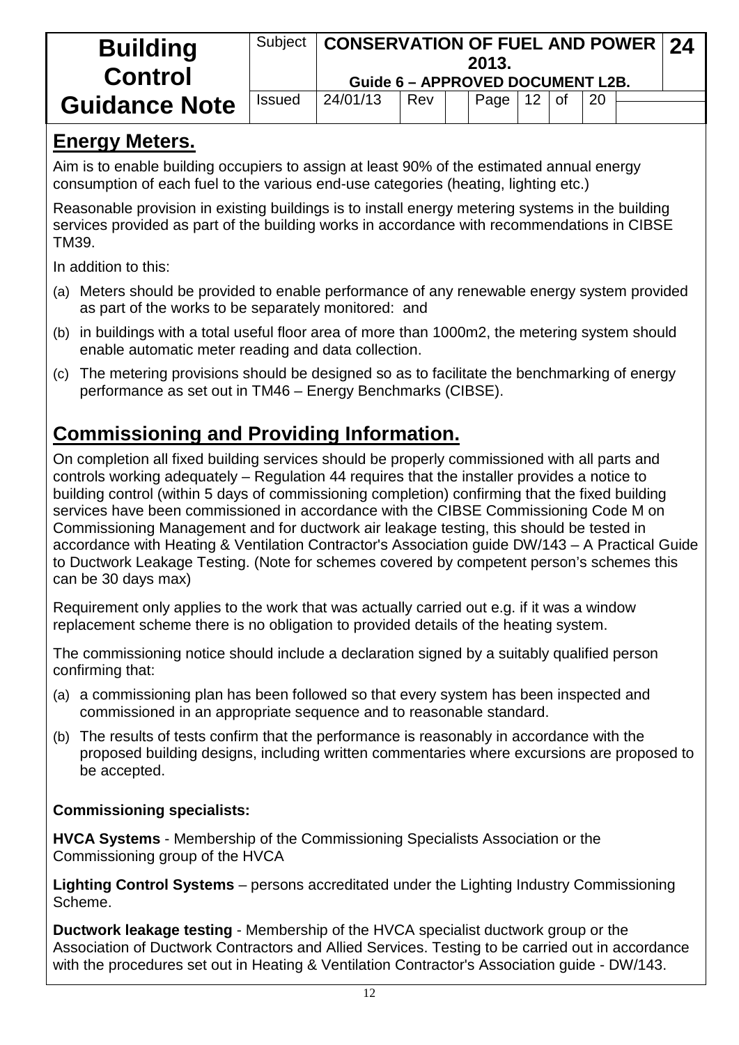## Energy Meters.

Aim is to enable building occupiers to assign at least 90% of the estimated annual energy consumption of each fuel to the various end-use categories (heating, lighting etc.)

Reasonable provision in existing buildings is to install energy metering systems in the building services provided as part of the building works in accordance with recommendations in CIBSE TM39.

In addition to this:

(a) Meters should be provided to enable performance of any renewable energy system provided as part of the works to be separately monitored: and

(b) in buildings with a total useful floor area of more than 1000m2, the metering system should enable automatic meter reading and data collection.

(c) The metering provisions should be designed so as to facilitate the benchmarking of energy performance as set out in TM46 – Energy Benchmarks (CIBSE).

## Commissioning and Providing Information.

On completion all fixed building services should be properly commissioned with all parts and controls working adequately – Regulation 44 requires that the installer provides a notice to building control (within 5 days of commissioning completion) confirming that the fixed building services have been commissioned in accordance with the CIBSE Commissioning Code M on Commissioning Management and for ductwork air leakage testing, this should be tested in accordance with Heating & Ventilation Contractor's Association guide DW/143 – A Practical Guide to Ductwork Leakage Testing. (Note for schemes covered by competent person's schemes this can be 30 days max)

Requirement only applies to the work that was actually carried out e.g. if it was a window replacement scheme there is no obligation to provided details of the heating system.

The commissioning notice should include a declaration signed by a suitably qualified person confirming that:

(a) a commissioning plan has been followed so that every system has been inspected and commissioned in an appropriate sequence and to reasonable standard.

(b) The results of tests confirm that the performance is reasonably in accordance with the proposed building designs, including written commentaries where excursions are proposed to be accepted.

**Commissioning specialists:**

**HVCA Systems** - Membership of the Commissioning Specialists Association or the Commissioning group of the HVCA

**Lighting Control Systems** – persons accreditated under the Lighting Industry Commissioning Scheme.

**Ductwork leakage testing** - Membership of the HVCA specialist ductwork group or the Association of Ductwork Contractors and Allied Services. Testing to be carried out in accordance with the procedures set out in Heating & Ventilation Contractor's Association guide - DW/143.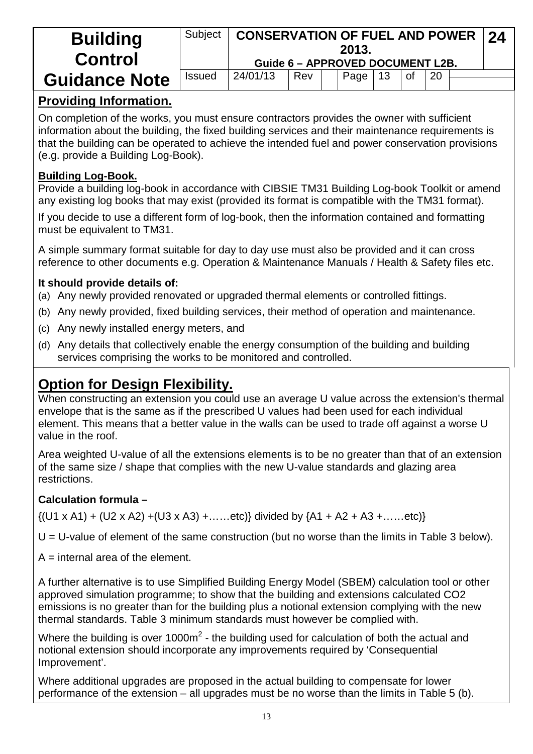## Providing Information.

On completion of the works, you must ensure contractors provides the owner with sufficient information about the building, the fixed building services and their maintenance requirements is that the building can be operated to achieve the intended fuel and power conservation provisions (e.g. provide a Building Log-Book).

### Building Log-Book.

Provide a building log-book in accordance with CIBSIE TM31 Building Log-book Toolkit or amend any existing log books that may exist (provided its format is compatible with the TM31 format).

If you decide to use a different form of log-book, then the information contained and formatting must be equivalent to TM31.

A simple summary format suitable for day to day use must also be provided and it can cross reference to other documents e.g. Operation & Maintenance Manuals / Health & Safety files etc.

**It should provide details of:**

(a) Any newly provided renovated or upgraded thermal elements or controlled fittings.

(b) Any newly provided, fixed building services, their method of operation and maintenance.

(c) Any newly installed energy meters, and

(d) Any details that collectively enable the energy consumption of the building and building services comprising the works to be monitored and controlled.

## Option for Design Flexibility.

When constructing an extension you could use an average U value across the extension's thermal envelope that is the same as if the prescribed U values had been used for each individual element. This means that a better value in the walls can be used to trade off against a worse U value in the roof.

Area weighted U-value of all the extensions elements is to be no greater than that of an extension of the same size / shape that complies with the new U-value standards and glazing area restrictions.

**Calculation formula –**

{(U1 x A1) + (U2 x A2) +(U3 x A3) +……etc)} divided by {A1 + A2 + A3 +……etc)}

U = U-value of element of the same construction (but no worse than the limits in Table 3 below).

A = internal area of the element.

A further alternative is to use Simplified Building Energy Model (SBEM) calculation tool or other approved simulation programme; to show that the building and extensions calculated $CO_2$ emissions is no greater than for the building plus a notional extension complying with the new thermal standards. Table 3 minimum standards must however be complied with.

Where the building is over 1000$m^2$ - the building used for calculation of both the actual and notional extension should incorporate any improvements required by 'Consequential Improvement'.

Where additional upgrades are proposed in the actual building to compensate for lower performance of the extension – all upgrades must be no worse than the limits in Table 5 (b).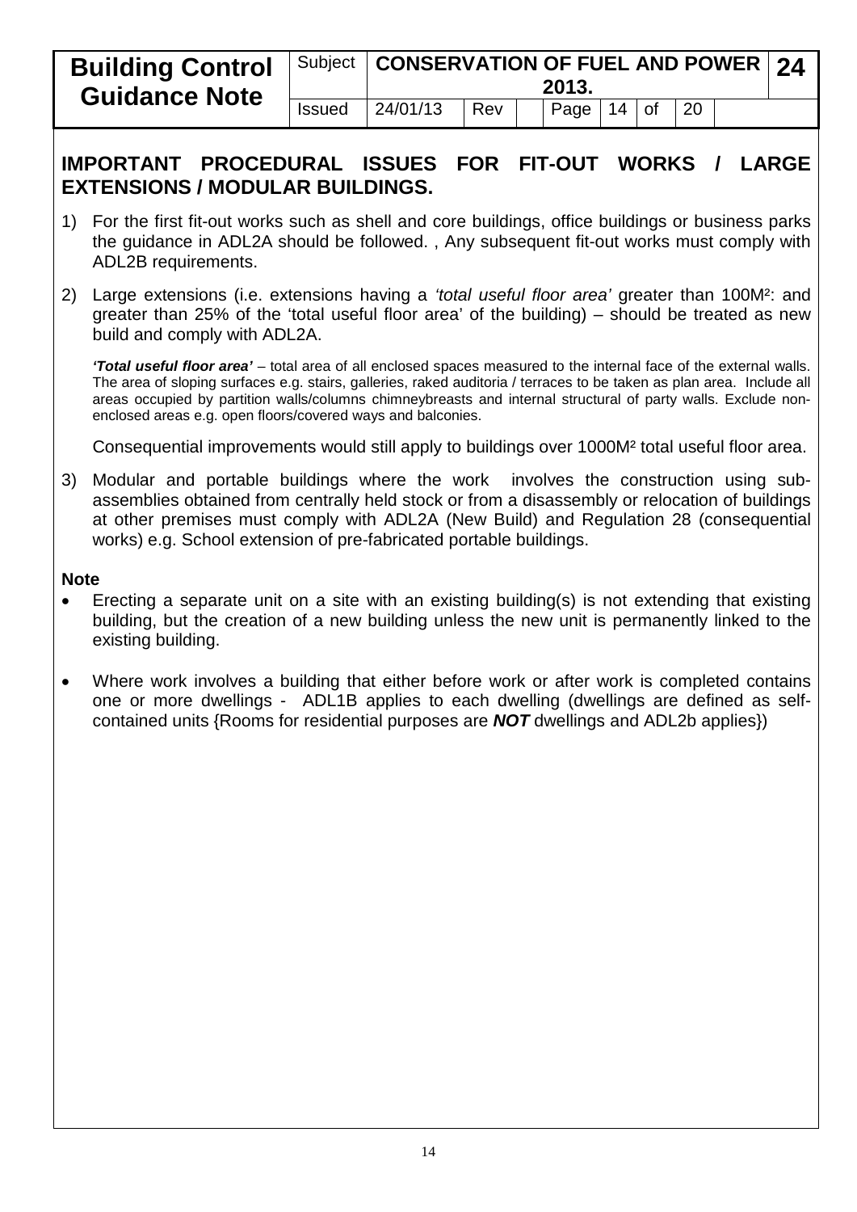## IMPORTANT PROCEDURAL ISSUES FOR FIT-OUT WORKS / LARGE EXTENSIONS / MODULAR BUILDINGS.

1) For the first fit-out works such as shell and core buildings, office buildings or business parks the guidance in ADL2A should be followed. , Any subsequent fit-out works must comply with ADL2B requirements.

2) Large extensions (i.e. extensions having a *'total useful floor area'* greater than 100M²: and greater than 25% of the 'total useful floor area' of the building) – should be treated as new build and comply with ADL2A.

   ***'Total useful floor area'*** – total area of all enclosed spaces measured to the internal face of the external walls. The area of sloping surfaces e.g. stairs, galleries, raked auditoria / terraces to be taken as plan area. Include all areas occupied by partition walls/columns chimneybreasts and internal structural of party walls. Exclude non-enclosed areas e.g. open floors/covered ways and balconies.

   Consequential improvements would still apply to buildings over 1000M² total useful floor area.

3) Modular and portable buildings where the work involves the construction using sub-assemblies obtained from centrally held stock or from a disassembly or relocation of buildings at other premises must comply with ADL2A (New Build) and Regulation 28 (consequential works) e.g. School extension of pre-fabricated portable buildings.

**Note**

- Erecting a separate unit on a site with an existing building(s) is not extending that existing building, but the creation of a new building unless the new unit is permanently linked to the existing building.
- Where work involves a building that either before work or after work is completed contains one or more dwellings - ADL1B applies to each dwelling (dwellings are defined as self-contained units {Rooms for residential purposes are ***NOT*** dwellings and ADL2b applies})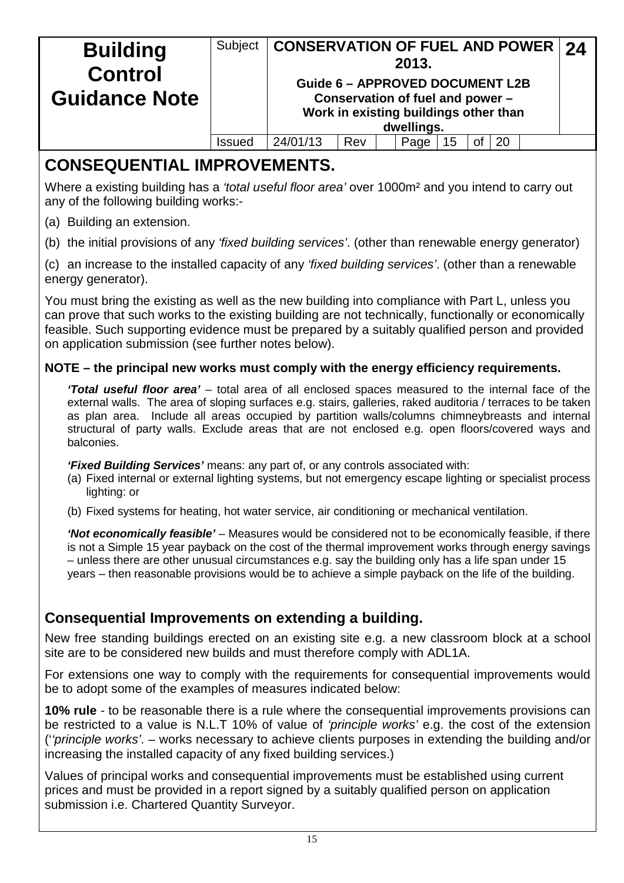## CONSEQUENTIAL IMPROVEMENTS.

Where a existing building has a *'total useful floor area'* over 1000m² and you intend to carry out any of the following building works:-

(a) Building an extension.

(b) the initial provisions of any *'fixed building services'*. (other than renewable energy generator)

(c) an increase to the installed capacity of any *'fixed building services'*. (other than a renewable energy generator).

You must bring the existing as well as the new building into compliance with Part L, unless you can prove that such works to the existing building are not technically, functionally or economically feasible. Such supporting evidence must be prepared by a suitably qualified person and provided on application submission (see further notes below).

**NOTE – the principal new works must comply with the energy efficiency requirements.**

> ***'Total useful floor area'*** – total area of all enclosed spaces measured to the internal face of the external walls. The area of sloping surfaces e.g. stairs, galleries, raked auditoria / terraces to be taken as plan area. Include all areas occupied by partition walls/columns chimneybreasts and internal structural of party walls. Exclude areas that are not enclosed e.g. open floors/covered ways and balconies.
>
> ***'Fixed Building Services'*** means: any part of, or any controls associated with:
>
> (a) Fixed internal or external lighting systems, but not emergency escape lighting or specialist process lighting: or
>
> (b) Fixed systems for heating, hot water service, air conditioning or mechanical ventilation.
>
> ***'Not economically feasible'*** – Measures would be considered not to be economically feasible, if there is not a Simple 15 year payback on the cost of the thermal improvement works through energy savings – unless there are other unusual circumstances e.g. say the building only has a life span under 15 years – then reasonable provisions would be to achieve a simple payback on the life of the building.

### Consequential Improvements on extending a building.

New free standing buildings erected on an existing site e.g. a new classroom block at a school site are to be considered new builds and must therefore comply with ADL1A.

For extensions one way to comply with the requirements for consequential improvements would be to adopt some of the examples of measures indicated below:

**10% rule** - to be reasonable there is a rule where the consequential improvements provisions can be restricted to a value is N.L.T 10% of value of *'principle works'* e.g. the cost of the extension (''*principle works'*. – works necessary to achieve clients purposes in extending the building and/or increasing the installed capacity of any fixed building services.)

Values of principal works and consequential improvements must be established using current prices and must be provided in a report signed by a suitably qualified person on application submission i.e. Chartered Quantity Surveyor.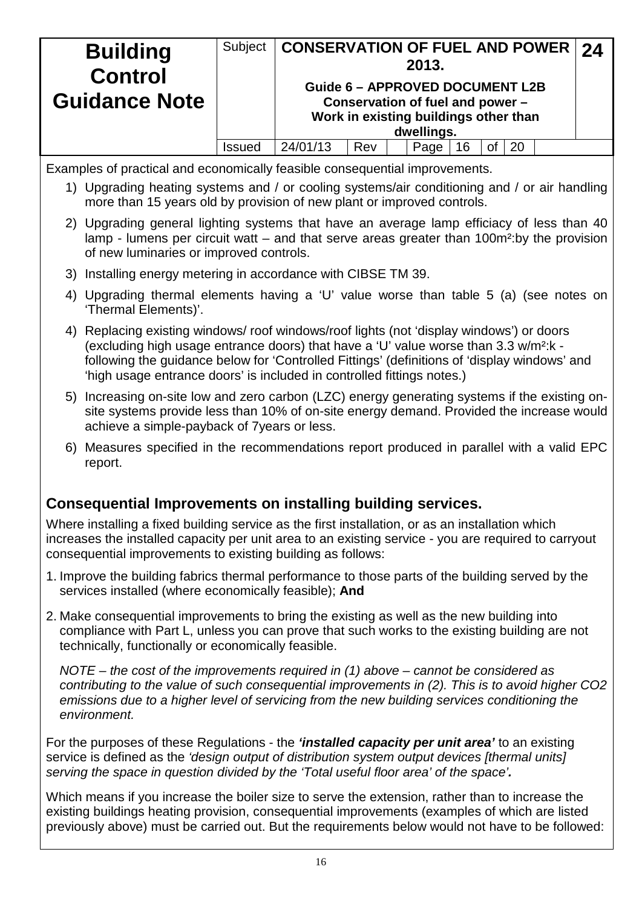Examples of practical and economically feasible consequential improvements.

1) Upgrading heating systems and / or cooling systems/air conditioning and / or air handling more than 15 years old by provision of new plant or improved controls.
2) Upgrading general lighting systems that have an average lamp efficiacy of less than 40 lamp - lumens per circuit watt – and that serve areas greater than 100m²:by the provision of new luminaries or improved controls.
3) Installing energy metering in accordance with CIBSE TM 39.
4) Upgrading thermal elements having a 'U' value worse than table 5 (a) (see notes on 'Thermal Elements)'.
4) Replacing existing windows/ roof windows/roof lights (not 'display windows') or doors (excluding high usage entrance doors) that have a 'U' value worse than 3.3 w/m²:k - following the guidance below for 'Controlled Fittings' (definitions of 'display windows' and 'high usage entrance doors' is included in controlled fittings notes.)
5) Increasing on-site low and zero carbon (LZC) energy generating systems if the existing on-site systems provide less than 10% of on-site energy demand. Provided the increase would achieve a simple-payback of 7years or less.
6) Measures specified in the recommendations report produced in parallel with a valid EPC report.

## Consequential Improvements on installing building services.

Where installing a fixed building service as the first installation, or as an installation which increases the installed capacity per unit area to an existing service - you are required to carryout consequential improvements to existing building as follows:

1. Improve the building fabrics thermal performance to those parts of the building served by the services installed (where economically feasible); **And**
2. Make consequential improvements to bring the existing as well as the new building into compliance with Part L, unless you can prove that such works to the existing building are not technically, functionally or economically feasible.

   *NOTE – the cost of the improvements required in (1) above – cannot be considered as contributing to the value of such consequential improvements in (2). This is to avoid higher CO2 emissions due to a higher level of servicing from the new building services conditioning the environment.*

For the purposes of these Regulations - the ***'installed capacity per unit area'*** to an existing service is defined as the *'design output of distribution system output devices [thermal units] serving the space in question divided by the 'Total useful floor area' of the space'.*

Which means if you increase the boiler size to serve the extension, rather than to increase the existing buildings heating provision, consequential improvements (examples of which are listed previously above) must be carried out. But the requirements below would not have to be followed: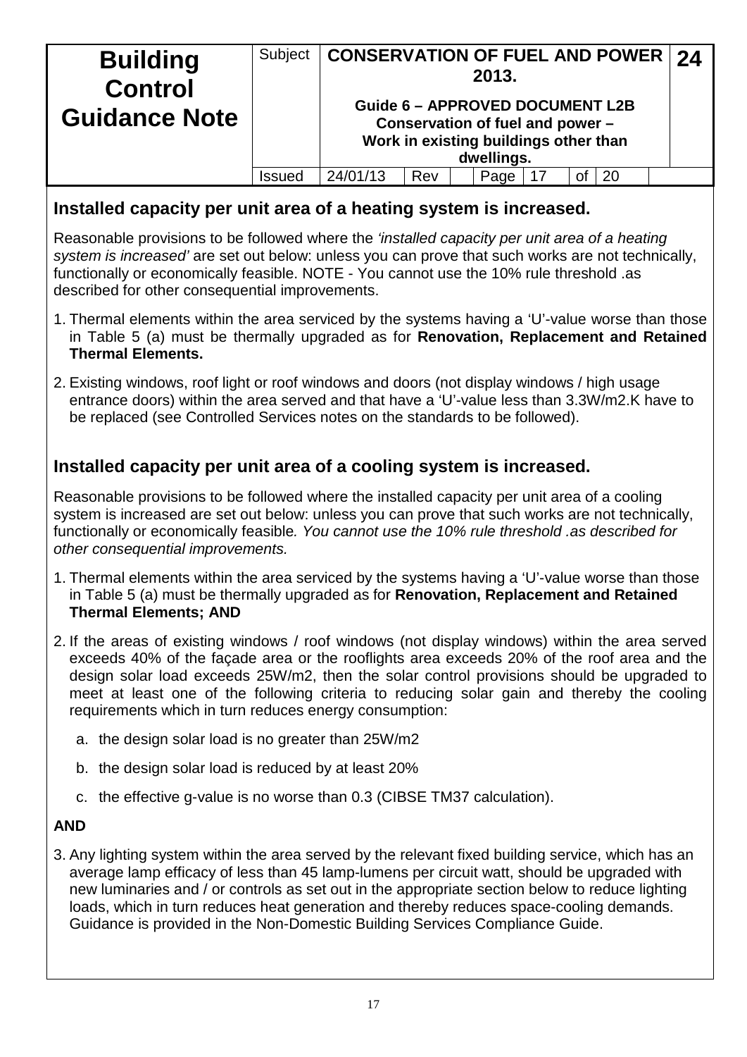## Installed capacity per unit area of a heating system is increased.

Reasonable provisions to be followed where the *'installed capacity per unit area of a heating system is increased'* are set out below: unless you can prove that such works are not technically, functionally or economically feasible. NOTE - You cannot use the 10% rule threshold .as described for other consequential improvements.

1. Thermal elements within the area serviced by the systems having a 'U'-value worse than those in Table 5 (a) must be thermally upgraded as for **Renovation, Replacement and Retained Thermal Elements.**
2. Existing windows, roof light or roof windows and doors (not display windows / high usage entrance doors) within the area served and that have a 'U'-value less than 3.3W/m2.K have to be replaced (see Controlled Services notes on the standards to be followed).

## Installed capacity per unit area of a cooling system is increased.

Reasonable provisions to be followed where the installed capacity per unit area of a cooling system is increased are set out below: unless you can prove that such works are not technically, functionally or economically feasible*. You cannot use the 10% rule threshold .as described for other consequential improvements.*

1. Thermal elements within the area serviced by the systems having a 'U'-value worse than those in Table 5 (a) must be thermally upgraded as for **Renovation, Replacement and Retained Thermal Elements; AND**
2. If the areas of existing windows / roof windows (not display windows) within the area served exceeds 40% of the façade area or the rooflights area exceeds 20% of the roof area and the design solar load exceeds 25W/m2, then the solar control provisions should be upgraded to meet at least one of the following criteria to reducing solar gain and thereby the cooling requirements which in turn reduces energy consumption:
   a. the design solar load is no greater than 25W/m2
   b. the design solar load is reduced by at least 20%
   c. the effective g-value is no worse than 0.3 (CIBSE TM37 calculation).

**AND**

3. Any lighting system within the area served by the relevant fixed building service, which has an average lamp efficacy of less than 45 lamp-lumens per circuit watt, should be upgraded with new luminaries and / or controls as set out in the appropriate section below to reduce lighting loads, which in turn reduces heat generation and thereby reduces space-cooling demands. Guidance is provided in the Non-Domestic Building Services Compliance Guide.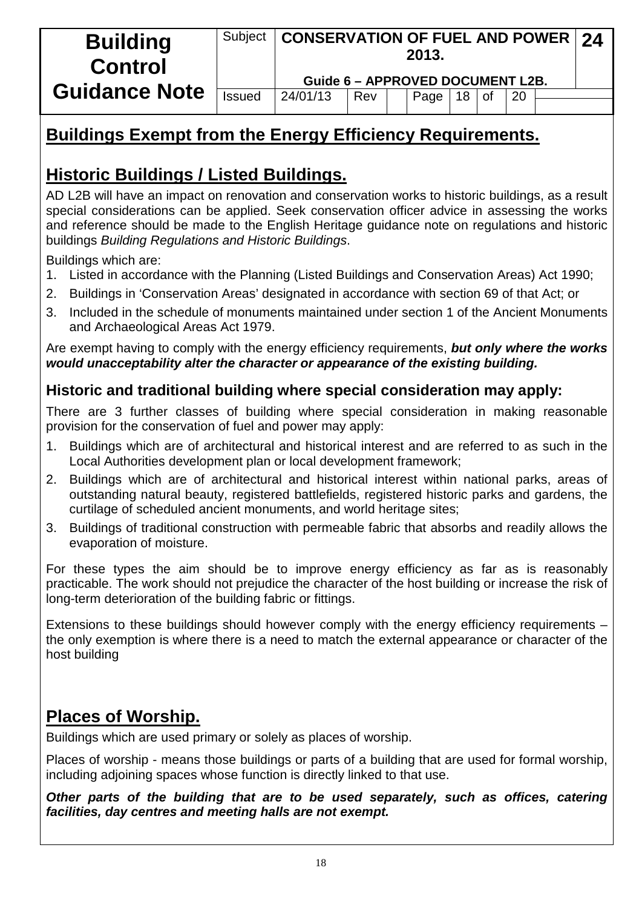## Buildings Exempt from the Energy Efficiency Requirements.

## Historic Buildings / Listed Buildings.

AD L2B will have an impact on renovation and conservation works to historic buildings, as a result special considerations can be applied. Seek conservation officer advice in assessing the works and reference should be made to the English Heritage guidance note on regulations and historic buildings *Building Regulations and Historic Buildings*.

Buildings which are:

1. Listed in accordance with the Planning (Listed Buildings and Conservation Areas) Act 1990;
2. Buildings in 'Conservation Areas' designated in accordance with section 69 of that Act; or
3. Included in the schedule of monuments maintained under section 1 of the Ancient Monuments and Archaeological Areas Act 1979.

Are exempt having to comply with the energy efficiency requirements, ***but only where the works would unacceptability alter the character or appearance of the existing building.***

### Historic and traditional building where special consideration may apply:

There are 3 further classes of building where special consideration in making reasonable provision for the conservation of fuel and power may apply:

1. Buildings which are of architectural and historical interest and are referred to as such in the Local Authorities development plan or local development framework;
2. Buildings which are of architectural and historical interest within national parks, areas of outstanding natural beauty, registered battlefields, registered historic parks and gardens, the curtilage of scheduled ancient monuments, and world heritage sites;
3. Buildings of traditional construction with permeable fabric that absorbs and readily allows the evaporation of moisture.

For these types the aim should be to improve energy efficiency as far as is reasonably practicable. The work should not prejudice the character of the host building or increase the risk of long-term deterioration of the building fabric or fittings.

Extensions to these buildings should however comply with the energy efficiency requirements – the only exemption is where there is a need to match the external appearance or character of the host building

## Places of Worship.

Buildings which are used primary or solely as places of worship.

Places of worship - means those buildings or parts of a building that are used for formal worship, including adjoining spaces whose function is directly linked to that use.

***Other parts of the building that are to be used separately, such as offices, catering facilities, day centres and meeting halls are not exempt.***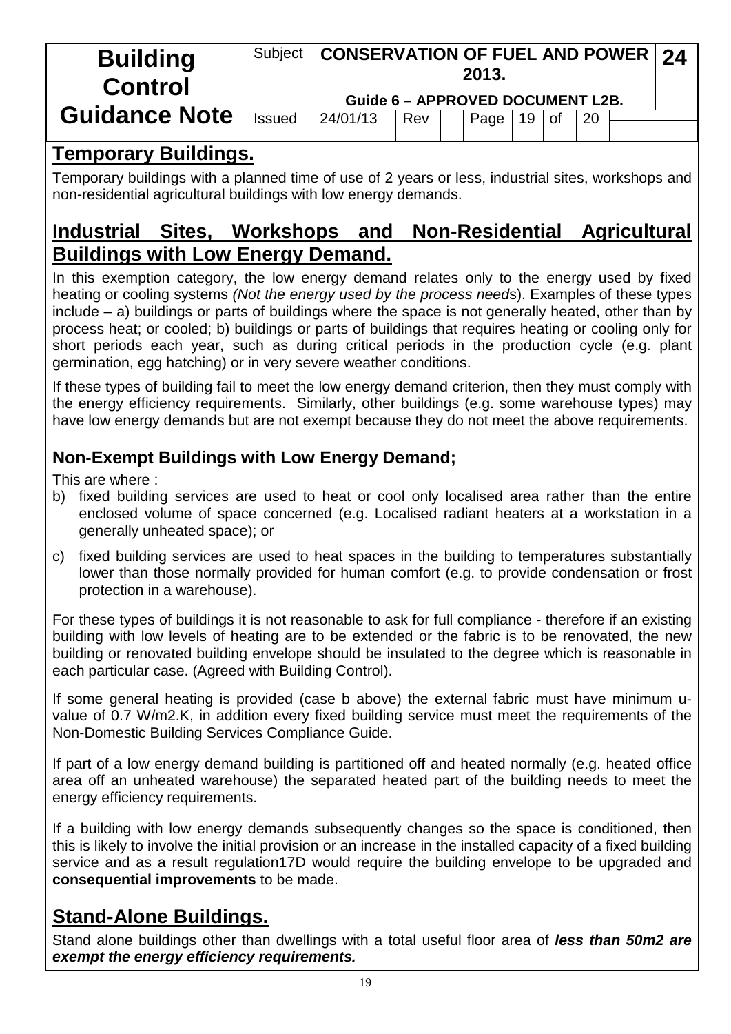## Temporary Buildings.

Temporary buildings with a planned time of use of 2 years or less, industrial sites, workshops and non-residential agricultural buildings with low energy demands.

## Industrial Sites, Workshops and Non-Residential Agricultural Buildings with Low Energy Demand.

In this exemption category, the low energy demand relates only to the energy used by fixed heating or cooling systems *(Not the energy used by the process needs)*. Examples of these types include – a) buildings or parts of buildings where the space is not generally heated, other than by process heat; or cooled; b) buildings or parts of buildings that requires heating or cooling only for short periods each year, such as during critical periods in the production cycle (e.g. plant germination, egg hatching) or in very severe weather conditions.

If these types of building fail to meet the low energy demand criterion, then they must comply with the energy efficiency requirements. Similarly, other buildings (e.g. some warehouse types) may have low energy demands but are not exempt because they do not meet the above requirements.

### Non-Exempt Buildings with Low Energy Demand;

This are where :

b) fixed building services are used to heat or cool only localised area rather than the entire enclosed volume of space concerned (e.g. Localised radiant heaters at a workstation in a generally unheated space); or

c) fixed building services are used to heat spaces in the building to temperatures substantially lower than those normally provided for human comfort (e.g. to provide condensation or frost protection in a warehouse).

For these types of buildings it is not reasonable to ask for full compliance - therefore if an existing building with low levels of heating are to be extended or the fabric is to be renovated, the new building or renovated building envelope should be insulated to the degree which is reasonable in each particular case. (Agreed with Building Control).

If some general heating is provided (case b above) the external fabric must have minimum u-value of 0.7 W/m2.K, in addition every fixed building service must meet the requirements of the Non-Domestic Building Services Compliance Guide.

If part of a low energy demand building is partitioned off and heated normally (e.g. heated office area off an unheated warehouse) the separated heated part of the building needs to meet the energy efficiency requirements.

If a building with low energy demands subsequently changes so the space is conditioned, then this is likely to involve the initial provision or an increase in the installed capacity of a fixed building service and as a result regulation17D would require the building envelope to be upgraded and **consequential improvements** to be made.

## Stand-Alone Buildings.

Stand alone buildings other than dwellings with a total useful floor area of ***less than 50m2 are exempt the energy efficiency requirements.***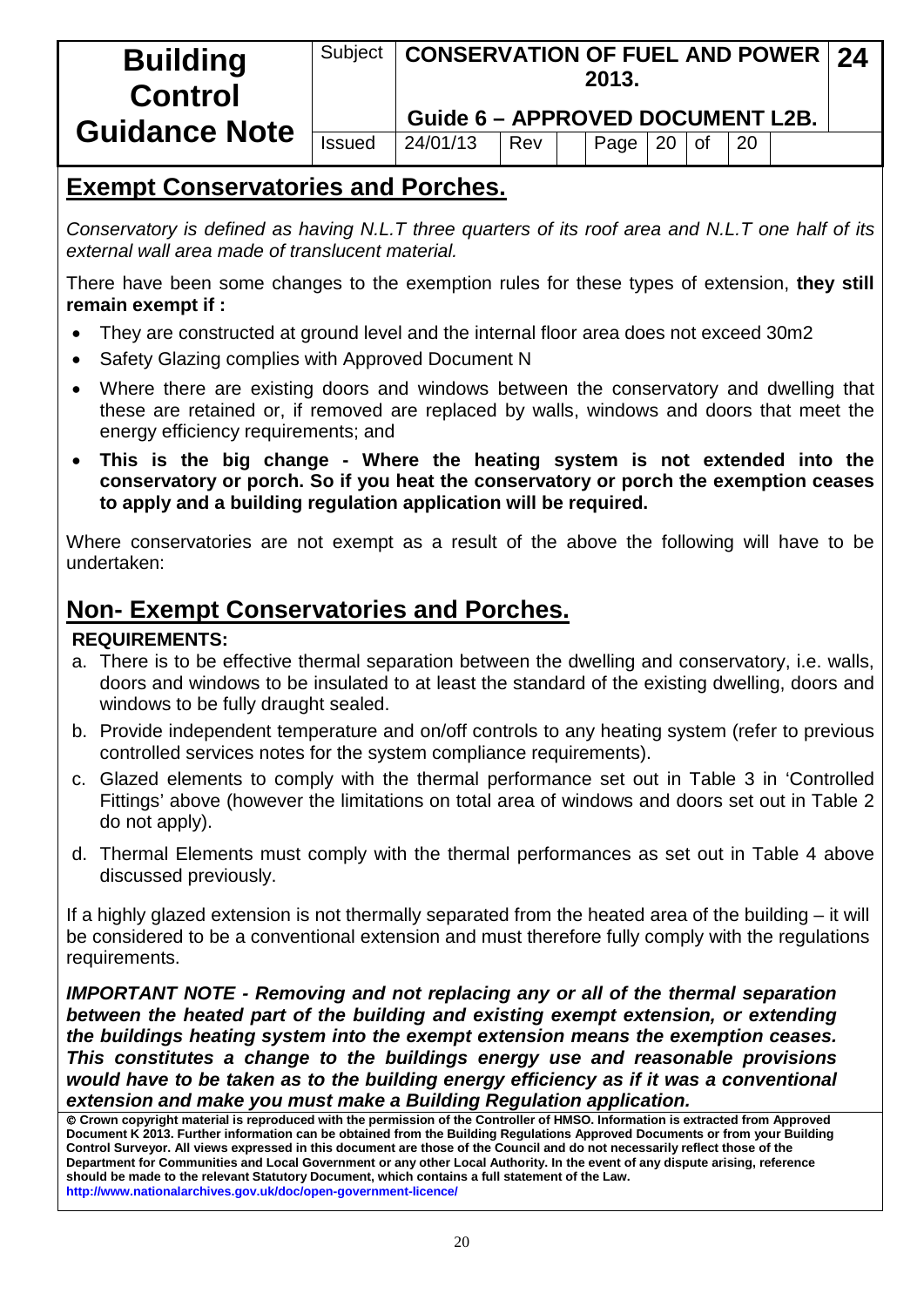## Exempt Conservatories and Porches.

*Conservatory is defined as having N.L.T three quarters of its roof area and N.L.T one half of its external wall area made of translucent material.*

There have been some changes to the exemption rules for these types of extension, **they still remain exempt if :**

- They are constructed at ground level and the internal floor area does not exceed 30m2
- Safety Glazing complies with Approved Document N
- Where there are existing doors and windows between the conservatory and dwelling that these are retained or, if removed are replaced by walls, windows and doors that meet the energy efficiency requirements; and
- **This is the big change - Where the heating system is not extended into the conservatory or porch. So if you heat the conservatory or porch the exemption ceases to apply and a building regulation application will be required.**

Where conservatories are not exempt as a result of the above the following will have to be undertaken:

## Non- Exempt Conservatories and Porches.

**REQUIREMENTS:**

a. There is to be effective thermal separation between the dwelling and conservatory, i.e. walls, doors and windows to be insulated to at least the standard of the existing dwelling, doors and windows to be fully draught sealed.
b. Provide independent temperature and on/off controls to any heating system (refer to previous controlled services notes for the system compliance requirements).
c. Glazed elements to comply with the thermal performance set out in Table 3 in 'Controlled Fittings' above (however the limitations on total area of windows and doors set out in Table 2 do not apply).
d. Thermal Elements must comply with the thermal performances as set out in Table 4 above discussed previously.

If a highly glazed extension is not thermally separated from the heated area of the building – it will be considered to be a conventional extension and must therefore fully comply with the regulations requirements.

***IMPORTANT NOTE - Removing and not replacing any or all of the thermal separation between the heated part of the building and existing exempt extension, or extending the buildings heating system into the exempt extension means the exemption ceases. This constitutes a change to the buildings energy use and reasonable provisions would have to be taken as to the building energy efficiency as if it was a conventional extension and make you must make a Building Regulation application.***

**© Crown copyright material is reproduced with the permission of the Controller of HMSO. Information is extracted from Approved Document K 2013. Further information can be obtained from the Building Regulations Approved Documents or from your Building Control Surveyor. All views expressed in this document are those of the Council and do not necessarily reflect those of the Department for Communities and Local Government or any other Local Authority. In the event of any dispute arising, reference should be made to the relevant Statutory Document, which contains a full statement of the Law.**
**http://www.nationalarchives.gov.uk/doc/open-government-licence/**